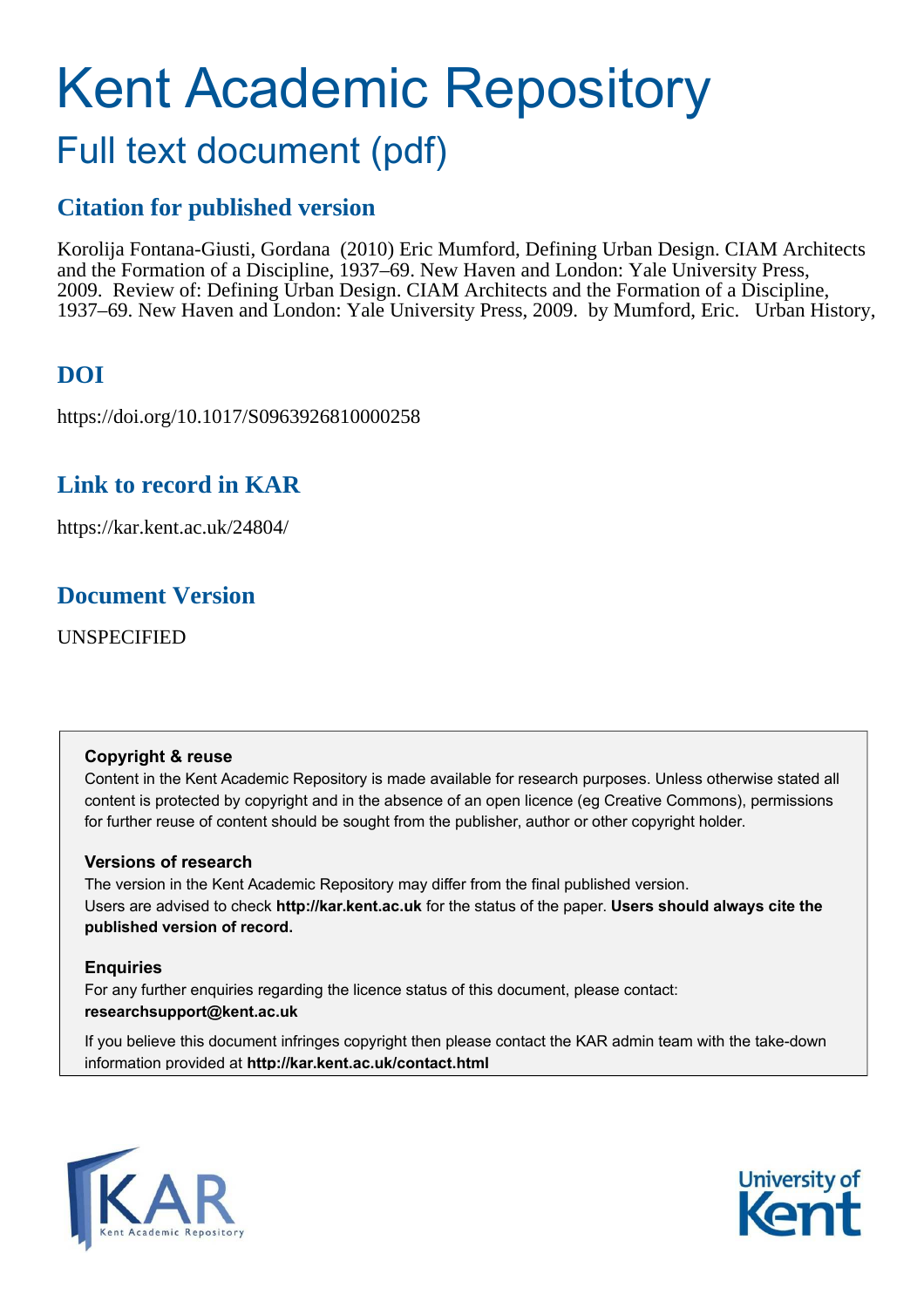# Kent Academic Repository

## Full text document (pdf)

### Citation for published version

Korolija Fontana-Giusti, Gordana (2010) Eric Mumford, Defining Urban Design. CIAM Architects and the Formation of a Discipline, 1937–69. New Haven and London: Yale University Press, 2009. Review of: Defining Urban Design. CIAM Architects and the Formation of a Discipline, 1937–69. New Haven and London: Yale University Press, 2009. by Mumford, Eric. Urban History,

### DOI

https://doi.org/10.1017/S0963926810000258

### Link to record in KAR

https://kar.kent.ac.uk/24804/

### Document Version

UNSPECIFIED

**Copyright & reuse**

Content in the Kent Academic Repository is made available for research purposes. Unless otherwise stated all content is protected by copyright and in the absence of an open licence (eg Creative Commons), permissions for further reuse of content should be sought from the publisher, author or other copyright holder.

**Versions of research**

The version in the Kent Academic Repository may differ from the final published version. Users are advised to check **http://kar.kent.ac.uk** for the status of the paper. **Users should always cite the published version of record.**

**Enquiries**

For any further enquiries regarding the licence status of this document, please contact: **researchsupport@kent.ac.uk**

If you believe this document infringes copyright then please contact the KAR admin team with the take-down information provided at **http://kar.kent.ac.uk/contact.html**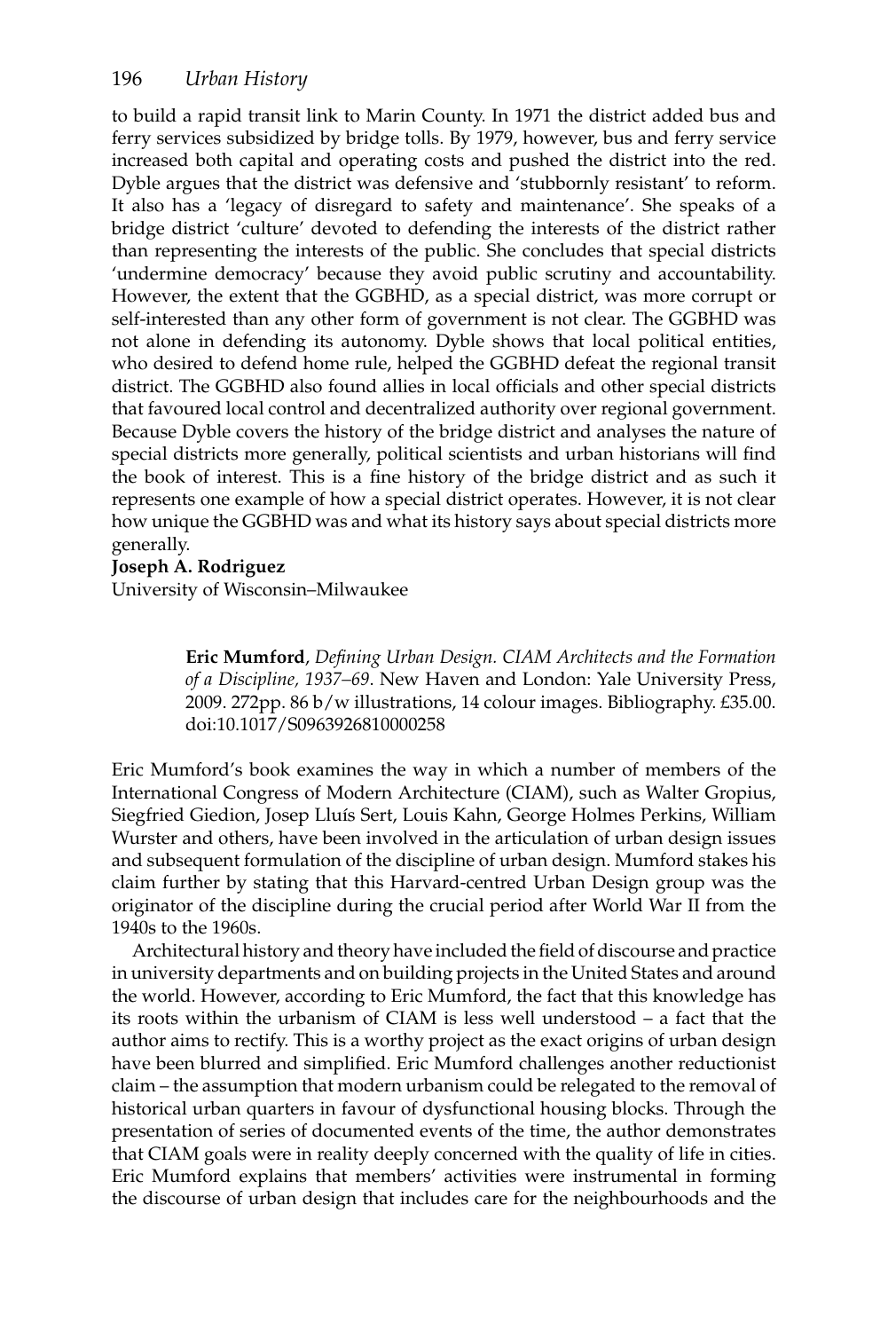to build a rapid transit link to Marin County. In 1971 the district added bus and ferry services subsidized by bridge tolls. By 1979, however, bus and ferry service increased both capital and operating costs and pushed the district into the red. Dyble argues that the district was defensive and 'stubbornly resistant' to reform. It also has a 'legacy of disregard to safety and maintenance'. She speaks of a bridge district 'culture' devoted to defending the interests of the district rather than representing the interests of the public. She concludes that special districts 'undermine democracy' because they avoid public scrutiny and accountability. However, the extent that the GGBHD, as a special district, was more corrupt or self-interested than any other form of government is not clear. The GGBHD was not alone in defending its autonomy. Dyble shows that local political entities, who desired to defend home rule, helped the GGBHD defeat the regional transit district. The GGBHD also found allies in local officials and other special districts that favoured local control and decentralized authority over regional government. Because Dyble covers the history of the bridge district and analyses the nature of special districts more generally, political scientists and urban historians will find the book of interest. This is a fine history of the bridge district and as such it represents one example of how a special district operates. However, it is not clear how unique the GGBHD was and what its history says about special districts more generally.

**Joseph A. Rodriguez**
University of Wisconsin–Milwaukee

**Eric Mumford**, *Defining Urban Design. CIAM Architects and the Formation of a Discipline, 1937–69*. New Haven and London: Yale University Press, 2009. 272pp. 86 b/w illustrations, 14 colour images. Bibliography. £35.00. doi:10.1017/S0963926810000258

Eric Mumford's book examines the way in which a number of members of the International Congress of Modern Architecture (CIAM), such as Walter Gropius, Siegfried Giedion, Josep Lluís Sert, Louis Kahn, George Holmes Perkins, William Wurster and others, have been involved in the articulation of urban design issues and subsequent formulation of the discipline of urban design. Mumford stakes his claim further by stating that this Harvard-centred Urban Design group was the originator of the discipline during the crucial period after World War II from the 1940s to the 1960s.

Architectural history and theory have included the field of discourse and practice in university departments and on building projects in the United States and around the world. However, according to Eric Mumford, the fact that this knowledge has its roots within the urbanism of CIAM is less well understood – a fact that the author aims to rectify. This is a worthy project as the exact origins of urban design have been blurred and simplified. Eric Mumford challenges another reductionist claim – the assumption that modern urbanism could be relegated to the removal of historical urban quarters in favour of dysfunctional housing blocks. Through the presentation of series of documented events of the time, the author demonstrates that CIAM goals were in reality deeply concerned with the quality of life in cities. Eric Mumford explains that members' activities were instrumental in forming the discourse of urban design that includes care for the neighbourhoods and the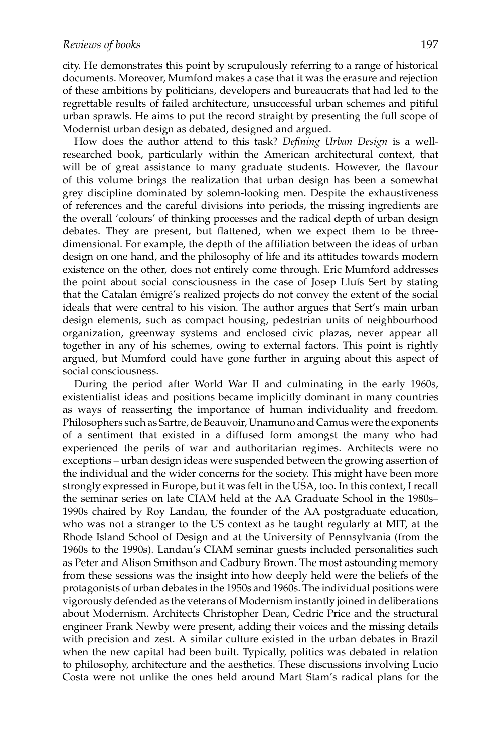city. He demonstrates this point by scrupulously referring to a range of historical documents. Moreover, Mumford makes a case that it was the erasure and rejection of these ambitions by politicians, developers and bureaucrats that had led to the regrettable results of failed architecture, unsuccessful urban schemes and pitiful urban sprawls. He aims to put the record straight by presenting the full scope of Modernist urban design as debated, designed and argued.

How does the author attend to this task? *Defining Urban Design* is a well-researched book, particularly within the American architectural context, that will be of great assistance to many graduate students. However, the flavour of this volume brings the realization that urban design has been a somewhat grey discipline dominated by solemn-looking men. Despite the exhaustiveness of references and the careful divisions into periods, the missing ingredients are the overall 'colours' of thinking processes and the radical depth of urban design debates. They are present, but flattened, when we expect them to be three-dimensional. For example, the depth of the affiliation between the ideas of urban design on one hand, and the philosophy of life and its attitudes towards modern existence on the other, does not entirely come through. Eric Mumford addresses the point about social consciousness in the case of Josep Lluís Sert by stating that the Catalan émigré's realized projects do not convey the extent of the social ideals that were central to his vision. The author argues that Sert's main urban design elements, such as compact housing, pedestrian units of neighbourhood organization, greenway systems and enclosed civic plazas, never appear all together in any of his schemes, owing to external factors. This point is rightly argued, but Mumford could have gone further in arguing about this aspect of social consciousness.

During the period after World War II and culminating in the early 1960s, existentialist ideas and positions became implicitly dominant in many countries as ways of reasserting the importance of human individuality and freedom. Philosophers such as Sartre, de Beauvoir, Unamuno and Camus were the exponents of a sentiment that existed in a diffused form amongst the many who had experienced the perils of war and authoritarian regimes. Architects were no exceptions – urban design ideas were suspended between the growing assertion of the individual and the wider concerns for the society. This might have been more strongly expressed in Europe, but it was felt in the USA, too. In this context, I recall the seminar series on late CIAM held at the AA Graduate School in the 1980s–1990s chaired by Roy Landau, the founder of the AA postgraduate education, who was not a stranger to the US context as he taught regularly at MIT, at the Rhode Island School of Design and at the University of Pennsylvania (from the 1960s to the 1990s). Landau's CIAM seminar guests included personalities such as Peter and Alison Smithson and Cadbury Brown. The most astounding memory from these sessions was the insight into how deeply held were the beliefs of the protagonists of urban debates in the 1950s and 1960s. The individual positions were vigorously defended as the veterans of Modernism instantly joined in deliberations about Modernism. Architects Christopher Dean, Cedric Price and the structural engineer Frank Newby were present, adding their voices and the missing details with precision and zest. A similar culture existed in the urban debates in Brazil when the new capital had been built. Typically, politics was debated in relation to philosophy, architecture and the aesthetics. These discussions involving Lucio Costa were not unlike the ones held around Mart Stam's radical plans for the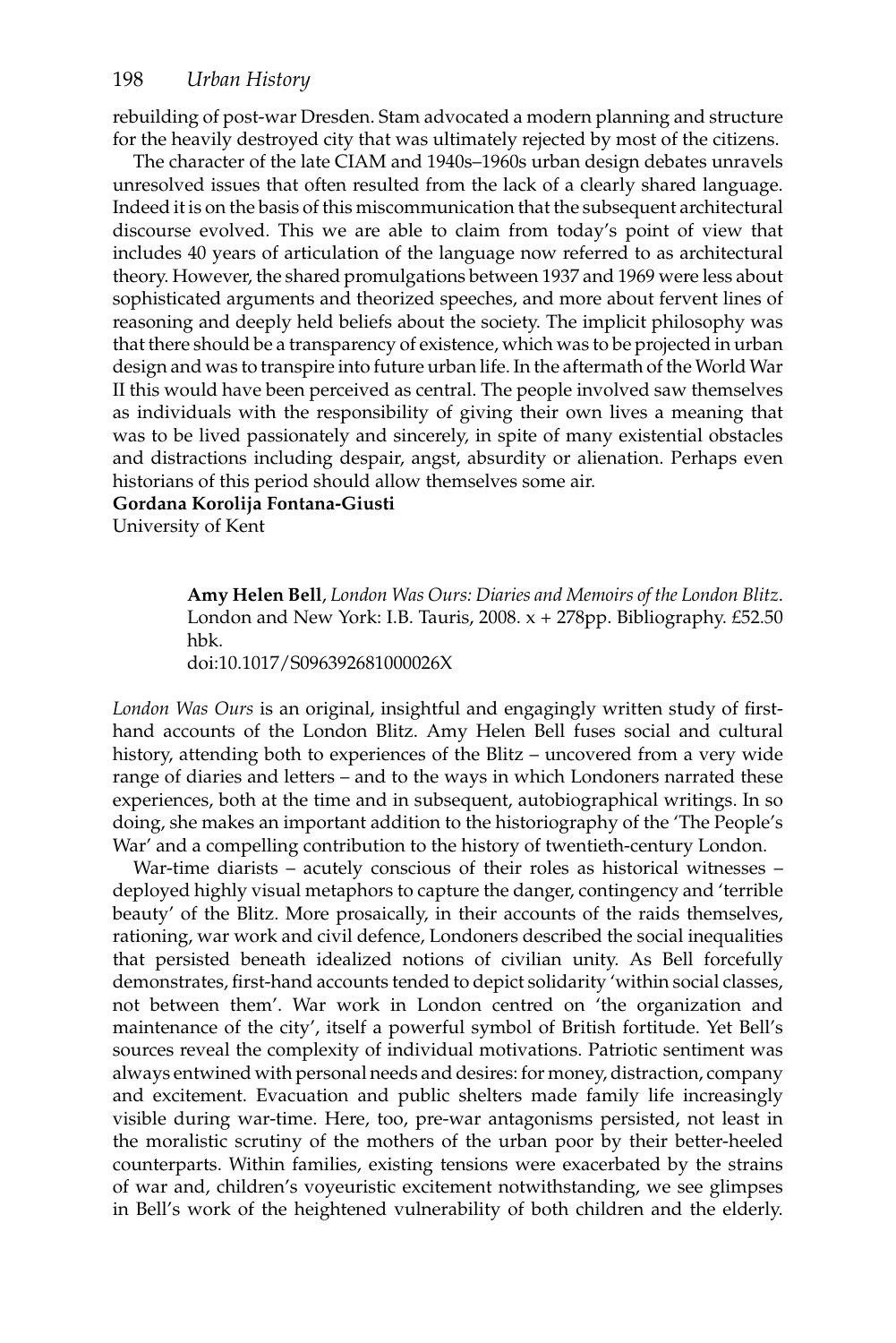rebuilding of post-war Dresden. Stam advocated a modern planning and structure for the heavily destroyed city that was ultimately rejected by most of the citizens.

The character of the late CIAM and 1940s–1960s urban design debates unravels unresolved issues that often resulted from the lack of a clearly shared language. Indeed it is on the basis of this miscommunication that the subsequent architectural discourse evolved. This we are able to claim from today's point of view that includes 40 years of articulation of the language now referred to as architectural theory. However, the shared promulgations between 1937 and 1969 were less about sophisticated arguments and theorized speeches, and more about fervent lines of reasoning and deeply held beliefs about the society. The implicit philosophy was that there should be a transparency of existence, which was to be projected in urban design and was to transpire into future urban life. In the aftermath of the World War II this would have been perceived as central. The people involved saw themselves as individuals with the responsibility of giving their own lives a meaning that was to be lived passionately and sincerely, in spite of many existential obstacles and distractions including despair, angst, absurdity or alienation. Perhaps even historians of this period should allow themselves some air.

**Gordana Korolija Fontana-Giusti**
University of Kent

**Amy Helen Bell**, *London Was Ours: Diaries and Memoirs of the London Blitz*. London and New York: I.B. Tauris, 2008. x + 278pp. Bibliography. £52.50 hbk.
doi:10.1017/S096392681000026X

*London Was Ours* is an original, insightful and engagingly written study of first-hand accounts of the London Blitz. Amy Helen Bell fuses social and cultural history, attending both to experiences of the Blitz – uncovered from a very wide range of diaries and letters – and to the ways in which Londoners narrated these experiences, both at the time and in subsequent, autobiographical writings. In so doing, she makes an important addition to the historiography of the 'The People's War' and a compelling contribution to the history of twentieth-century London.

War-time diarists – acutely conscious of their roles as historical witnesses – deployed highly visual metaphors to capture the danger, contingency and 'terrible beauty' of the Blitz. More prosaically, in their accounts of the raids themselves, rationing, war work and civil defence, Londoners described the social inequalities that persisted beneath idealized notions of civilian unity. As Bell forcefully demonstrates, first-hand accounts tended to depict solidarity 'within social classes, not between them'. War work in London centred on 'the organization and maintenance of the city', itself a powerful symbol of British fortitude. Yet Bell's sources reveal the complexity of individual motivations. Patriotic sentiment was always entwined with personal needs and desires: for money, distraction, company and excitement. Evacuation and public shelters made family life increasingly visible during war-time. Here, too, pre-war antagonisms persisted, not least in the moralistic scrutiny of the mothers of the urban poor by their better-heeled counterparts. Within families, existing tensions were exacerbated by the strains of war and, children's voyeuristic excitement notwithstanding, we see glimpses in Bell's work of the heightened vulnerability of both children and the elderly.